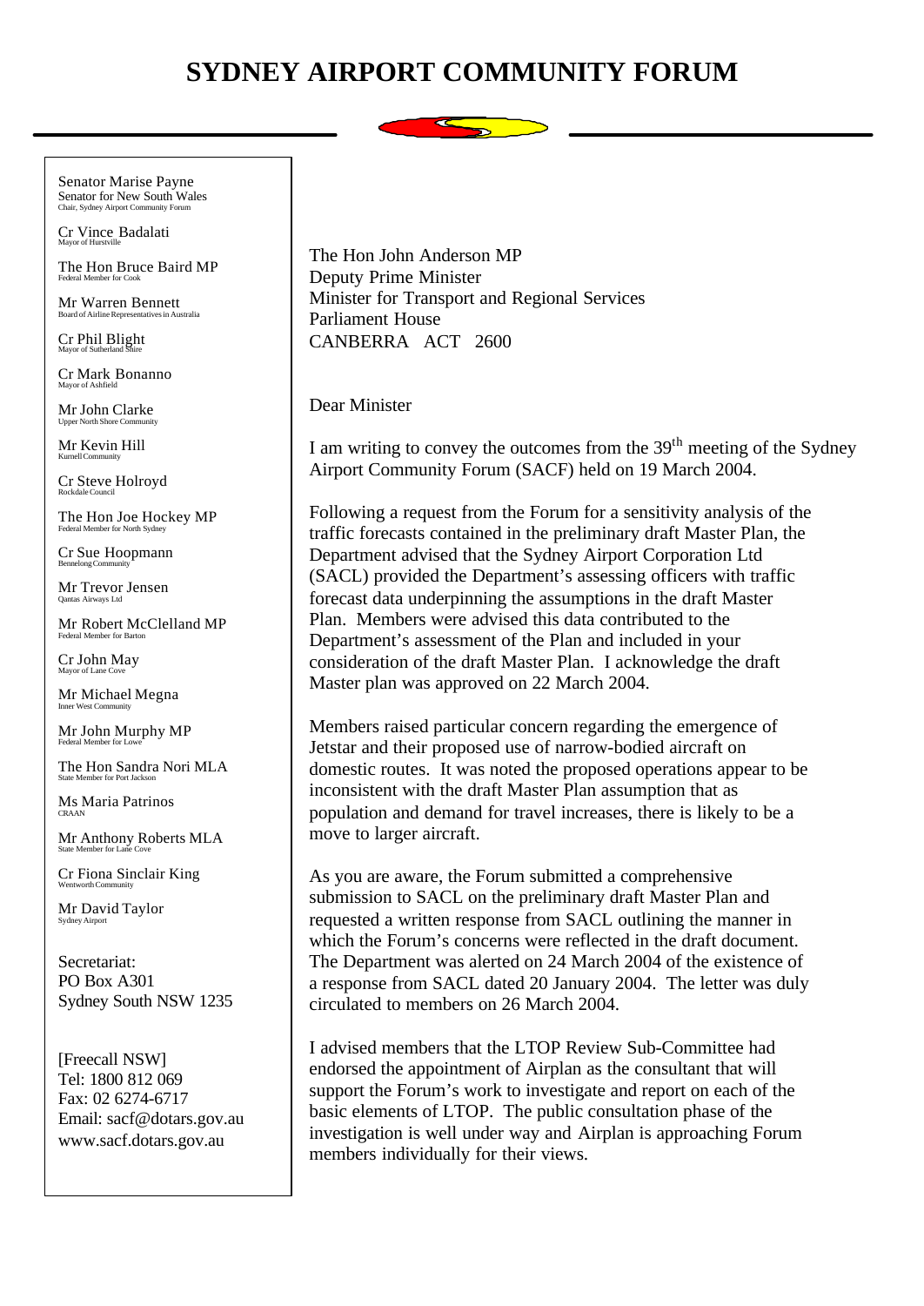# SYDNEY AIRPORT COMMUNITY FORUM

Senator Marise Payne
Senator for New South Wales
Chair, Sydney Airport Community Forum

Cr Vince Badalati
Mayor of Hurstville

The Hon Bruce Baird MP
Federal Member for Cook

Mr Warren Bennett
Board of Airline Representatives in Australia

Cr Phil Blight
Mayor of Sutherland Shire

Cr Mark Bonanno
Mayor of Ashfield

Mr John Clarke
Upper North Shore Community

Mr Kevin Hill
Kurnell Community

Cr Steve Holroyd
Rockdale Council

The Hon Joe Hockey MP
Federal Member for North Sydney

Cr Sue Hoopmann
Bennelong Community

Mr Trevor Jensen
Qantas Airways Ltd

Mr Robert McClelland MP
Federal Member for Barton

Cr John May
Mayor of Lane Cove

Mr Michael Megna
Inner West Community

Mr John Murphy MP
Federal Member for Lowe

The Hon Sandra Nori MLA
State Member for Port Jackson

Ms Maria Patrinos
CRAAN

Mr Anthony Roberts MLA
State Member for Lane Cove

Cr Fiona Sinclair King
Wentworth Community

Mr David Taylor
Sydney Airport

Secretariat:
PO Box A301
Sydney South NSW 1235

[Freecall NSW]
Tel: 1800 812 069
Fax: 02 6274-6717
Email: sacf@dotars.gov.au
www.sacf.dotars.gov.au

The Hon John Anderson MP
Deputy Prime Minister
Minister for Transport and Regional Services
Parliament House
CANBERRA ACT 2600

Dear Minister

I am writing to convey the outcomes from the 39th meeting of the Sydney Airport Community Forum (SACF) held on 19 March 2004.

Following a request from the Forum for a sensitivity analysis of the traffic forecasts contained in the preliminary draft Master Plan, the Department advised that the Sydney Airport Corporation Ltd (SACL) provided the Department's assessing officers with traffic forecast data underpinning the assumptions in the draft Master Plan. Members were advised this data contributed to the Department's assessment of the Plan and included in your consideration of the draft Master Plan. I acknowledge the draft Master plan was approved on 22 March 2004.

Members raised particular concern regarding the emergence of Jetstar and their proposed use of narrow-bodied aircraft on domestic routes. It was noted the proposed operations appear to be inconsistent with the draft Master Plan assumption that as population and demand for travel increases, there is likely to be a move to larger aircraft.

As you are aware, the Forum submitted a comprehensive submission to SACL on the preliminary draft Master Plan and requested a written response from SACL outlining the manner in which the Forum's concerns were reflected in the draft document. The Department was alerted on 24 March 2004 of the existence of a response from SACL dated 20 January 2004. The letter was duly circulated to members on 26 March 2004.

I advised members that the LTOP Review Sub-Committee had endorsed the appointment of Airplan as the consultant that will support the Forum's work to investigate and report on each of the basic elements of LTOP. The public consultation phase of the investigation is well under way and Airplan is approaching Forum members individually for their views.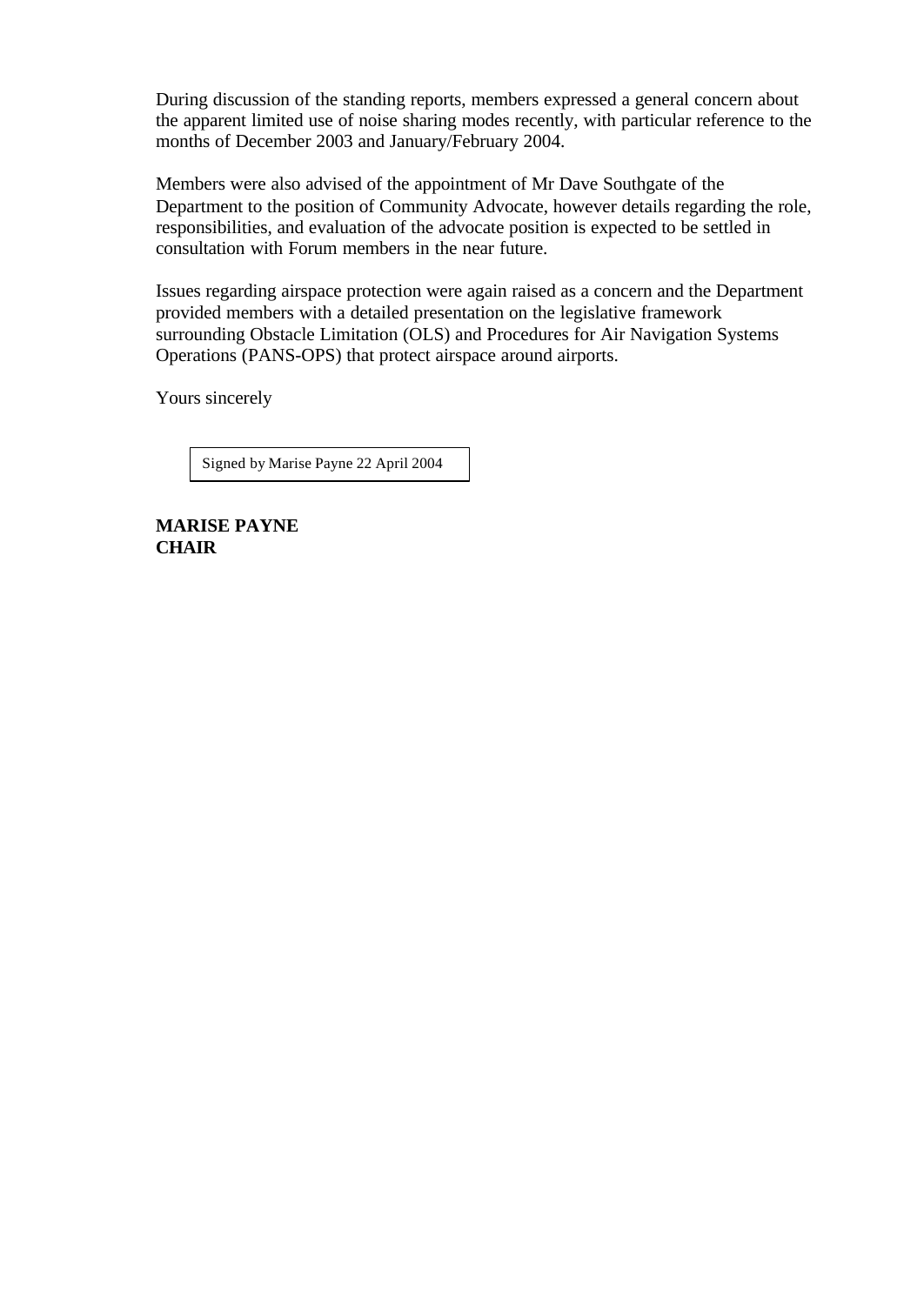During discussion of the standing reports, members expressed a general concern about the apparent limited use of noise sharing modes recently, with particular reference to the months of December 2003 and January/February 2004.

Members were also advised of the appointment of Mr Dave Southgate of the Department to the position of Community Advocate, however details regarding the role, responsibilities, and evaluation of the advocate position is expected to be settled in consultation with Forum members in the near future.

Issues regarding airspace protection were again raised as a concern and the Department provided members with a detailed presentation on the legislative framework surrounding Obstacle Limitation (OLS) and Procedures for Air Navigation Systems Operations (PANS-OPS) that protect airspace around airports.

Yours sincerely

Signed by Marise Payne 22 April 2004

**MARISE PAYNE**
**CHAIR**